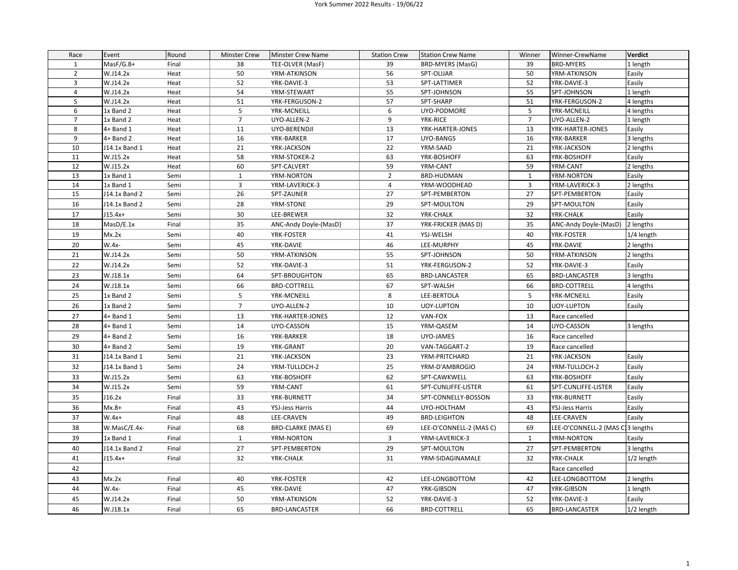# York Summer 2022 Results - 19/06/22

| Race | Event | Round | Minster Crew | Minster Crew Name | Station Crew | Station Crew Name | Winner | Winner-CrewName | **Verdict** |
|---|---|---|---|---|---|---|---|---|---|
| 1 | MasF/G.8+ | Final | 38 | TEE-OLVER (MasF) | 39 | BRD-MYERS (MasG) | 39 | BRD-MYERS | 1 length |
| 2 | W.J14.2x | Heat | 50 | YRM-ATKINSON | 56 | SPT-OLIJAR | 50 | YRM-ATKINSON | Easily |
| 3 | W.J14.2x | Heat | 52 | YRK-DAVIE-3 | 53 | SPT-LATTIMER | 52 | YRK-DAVIE-3 | Easily |
| 4 | W.J14.2x | Heat | 54 | YRM-STEWART | 55 | SPT-JOHNSON | 55 | SPT-JOHNSON | 1 length |
| 5 | W.J14.2x | Heat | 51 | YRK-FERGUSON-2 | 57 | SPT-SHARP | 51 | YRK-FERGUSON-2 | 4 lengths |
| 6 | 1x Band 2 | Heat | 5 | YRK-MCNEILL | 6 | UYO-PODMORE | 5 | YRK-MCNEILL | 4 lengths |
| 7 | 1x Band 2 | Heat | 7 | UYO-ALLEN-2 | 9 | YRK-RICE | 7 | UYO-ALLEN-2 | 1 length |
| 8 | 4+ Band 1 | Heat | 11 | UYO-BERENDJI | 13 | YRK-HARTER-JONES | 13 | YRK-HARTER-JONES | Easily |
| 9 | 4+ Band 2 | Heat | 16 | YRK-BARKER | 17 | UYO-BANGS | 16 | YRK-BARKER | 3 lengths |
| 10 | J14.1x Band 1 | Heat | 21 | YRK-JACKSON | 22 | YRM-SAAD | 21 | YRK-JACKSON | 2 lengths |
| 11 | W.J15.2x | Heat | 58 | YRM-STOKER-2 | 63 | YRK-BOSHOFF | 63 | YRK-BOSHOFF | Easily |
| 12 | W.J15.2x | Heat | 60 | SPT-CALVERT | 59 | YRM-CANT | 59 | YRM-CANT | 2 lengths |
| 13 | 1x Band 1 | Semi | 1 | YRM-NORTON | 2 | BRD-HUDMAN | 1 | YRM-NORTON | Easily |
| 14 | 1x Band 1 | Semi | 3 | YRM-LAVERICK-3 | 4 | YRM-WOODHEAD | 3 | YRM-LAVERICK-3 | 2 lengths |
| 15 | J14.1x Band 2 | Semi | 26 | SPT-ZAUNER | 27 | SPT-PEMBERTON | 27 | SPT-PEMBERTON | Easily |
| 16 | J14.1x Band 2 | Semi | 28 | YRM-STONE | 29 | SPT-MOULTON | 29 | SPT-MOULTON | Easily |
| 17 | J15.4x+ | Semi | 30 | LEE-BREWER | 32 | YRK-CHALK | 32 | YRK-CHALK | Easily |
| 18 | MasD/E.1x | Final | 35 | ANC-Andy Doyle-(MasD} | 37 | YRK-FRICKER (MAS D) | 35 | ANC-Andy Doyle-(MasD} | 2 lengths |
| 19 | Mx.2x | Semi | 40 | YRK-FOSTER | 41 | YSJ-WELSH | 40 | YRK-FOSTER | 1/4 length |
| 20 | W.4x- | Semi | 45 | YRK-DAVIE | 46 | LEE-MURPHY | 45 | YRK-DAVIE | 2 lengths |
| 21 | W.J14.2x | Semi | 50 | YRM-ATKINSON | 55 | SPT-JOHNSON | 50 | YRM-ATKINSON | 2 lengths |
| 22 | W.J14.2x | Semi | 52 | YRK-DAVIE-3 | 51 | YRK-FERGUSON-2 | 52 | YRK-DAVIE-3 | Easily |
| 23 | W.J18.1x | Semi | 64 | SPT-BROUGHTON | 65 | BRD-LANCASTER | 65 | BRD-LANCASTER | 3 lengths |
| 24 | W.J18.1x | Semi | 66 | BRD-COTTRELL | 67 | SPT-WALSH | 66 | BRD-COTTRELL | 4 lengths |
| 25 | 1x Band 2 | Semi | 5 | YRK-MCNEILL | 8 | LEE-BERTOLA | 5 | YRK-MCNEILL | Easily |
| 26 | 1x Band 2 | Semi | 7 | UYO-ALLEN-2 | 10 | UOY-LUPTON | 10 | UOY-LUPTON | Easily |
| 27 | 4+ Band 1 | Semi | 13 | YRK-HARTER-JONES | 12 | VAN-FOX | 13 | Race cancelled | |
| 28 | 4+ Band 1 | Semi | 14 | UYO-CASSON | 15 | YRM-QASEM | 14 | UYO-CASSON | 3 lengths |
| 29 | 4+ Band 2 | Semi | 16 | YRK-BARKER | 18 | UYO-JAMES | 16 | Race cancelled | |
| 30 | 4+ Band 2 | Semi | 19 | YRK-GRANT | 20 | VAN-TAGGART-2 | 19 | Race cancelled | |
| 31 | J14.1x Band 1 | Semi | 21 | YRK-JACKSON | 23 | YRM-PRITCHARD | 21 | YRK-JACKSON | Easily |
| 32 | J14.1x Band 1 | Semi | 24 | YRM-TULLOCH-2 | 25 | YRM-D'AMBROGIO | 24 | YRM-TULLOCH-2 | Easily |
| 33 | W.J15.2x | Semi | 63 | YRK-BOSHOFF | 62 | SPT-CAWKWELL | 63 | YRK-BOSHOFF | Easily |
| 34 | W.J15.2x | Semi | 59 | YRM-CANT | 61 | SPT-CUNLIFFE-LISTER | 61 | SPT-CUNLIFFE-LISTER | Easily |
| 35 | J16.2x | Final | 33 | YRK-BURNETT | 34 | SPT-CONNELLY-BOSSON | 33 | YRK-BURNETT | Easily |
| 36 | Mx.8+ | Final | 43 | YSJ-Jess Harris | 44 | UYO-HOLTHAM | 43 | YSJ-Jess Harris | Easily |
| 37 | W.4x+ | Final | 48 | LEE-CRAVEN | 49 | BRD-LEIGHTON | 48 | LEE-CRAVEN | Easily |
| 38 | W.MasC/E.4x- | Final | 68 | BRD-CLARKE (MAS E) | 69 | LEE-O'CONNELL-2 (MAS C) | 69 | LEE-O'CONNELL-2 (MAS C) | 3 lengths |
| 39 | 1x Band 1 | Final | 1 | YRM-NORTON | 3 | YRM-LAVERICK-3 | 1 | YRM-NORTON | Easily |
| 40 | J14.1x Band 2 | Final | 27 | SPT-PEMBERTON | 29 | SPT-MOULTON | 27 | SPT-PEMBERTON | 3 lengths |
| 41 | J15.4x+ | Final | 32 | YRK-CHALK | 31 | YRM-SIDAGINAMALE | 32 | YRK-CHALK | 1/2 length |
| 42 | | | | | | | | Race cancelled | |
| 43 | Mx.2x | Final | 40 | YRK-FOSTER | 42 | LEE-LONGBOTTOM | 42 | LEE-LONGBOTTOM | 2 lengths |
| 44 | W.4x- | Final | 45 | YRK-DAVIE | 47 | YRK-GIBSON | 47 | YRK-GIBSON | 1 length |
| 45 | W.J14.2x | Final | 50 | YRM-ATKINSON | 52 | YRK-DAVIE-3 | 52 | YRK-DAVIE-3 | Easily |
| 46 | W.J18.1x | Final | 65 | BRD-LANCASTER | 66 | BRD-COTTRELL | 65 | BRD-LANCASTER | 1/2 length |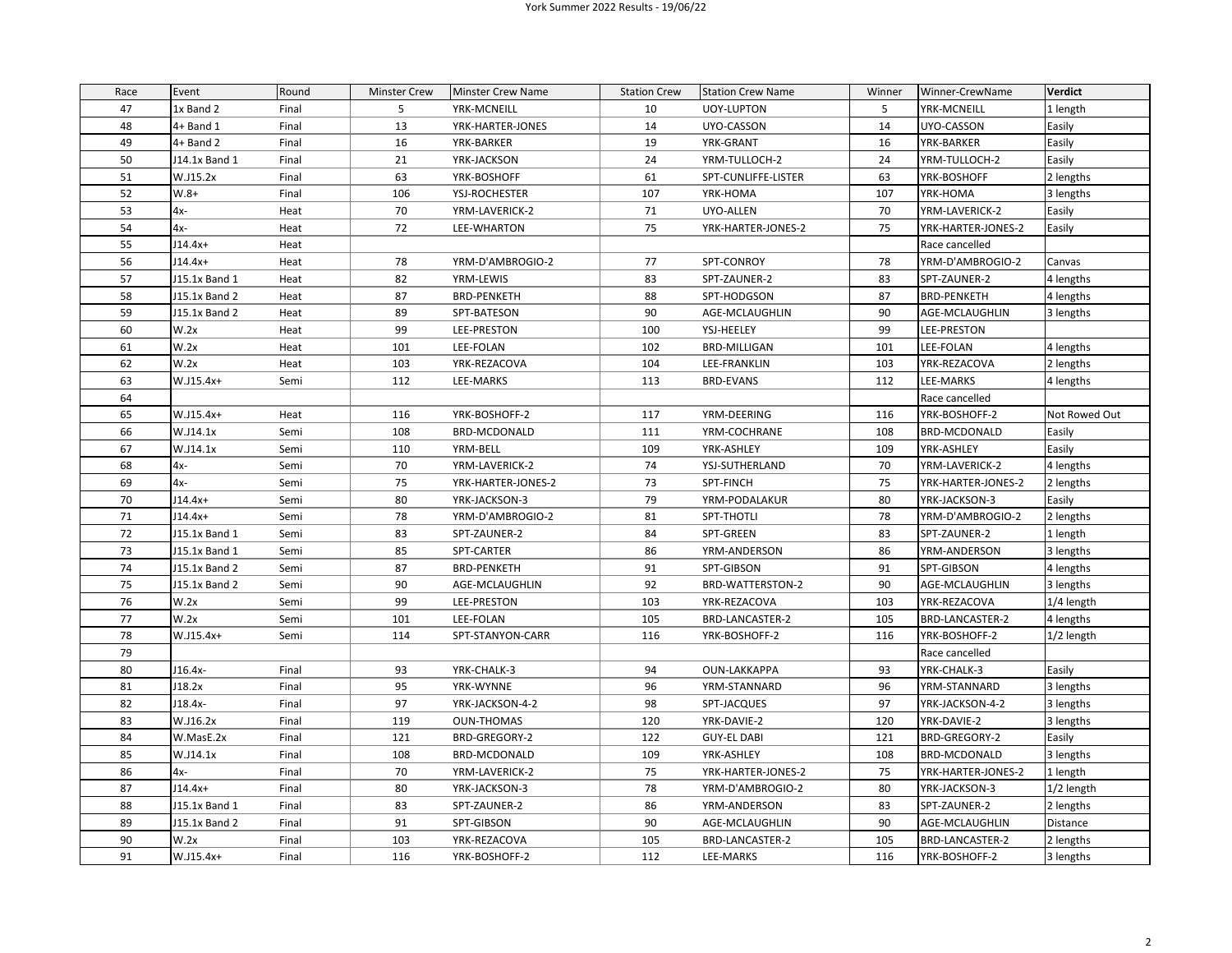| Race | Event | Round | Minster Crew | Minster Crew Name | Station Crew | Station Crew Name | Winner | Winner-CrewName | Verdict |
|---|---|---|---|---|---|---|---|---|---|
| 47 | 1x Band 2 | Final | 5 | YRK-MCNEILL | 10 | UOY-LUPTON | 5 | YRK-MCNEILL | 1 length |
| 48 | 4+ Band 1 | Final | 13 | YRK-HARTER-JONES | 14 | UYO-CASSON | 14 | UYO-CASSON | Easily |
| 49 | 4+ Band 2 | Final | 16 | YRK-BARKER | 19 | YRK-GRANT | 16 | YRK-BARKER | Easily |
| 50 | J14.1x Band 1 | Final | 21 | YRK-JACKSON | 24 | YRM-TULLOCH-2 | 24 | YRM-TULLOCH-2 | Easily |
| 51 | W.J15.2x | Final | 63 | YRK-BOSHOFF | 61 | SPT-CUNLIFFE-LISTER | 63 | YRK-BOSHOFF | 2 lengths |
| 52 | W.8+ | Final | 106 | YSJ-ROCHESTER | 107 | YRK-HOMA | 107 | YRK-HOMA | 3 lengths |
| 53 | 4x- | Heat | 70 | YRM-LAVERICK-2 | 71 | UYO-ALLEN | 70 | YRM-LAVERICK-2 | Easily |
| 54 | 4x- | Heat | 72 | LEE-WHARTON | 75 | YRK-HARTER-JONES-2 | 75 | YRK-HARTER-JONES-2 | Easily |
| 55 | J14.4x+ | Heat | | | | | | Race cancelled | |
| 56 | J14.4x+ | Heat | 78 | YRM-D'AMBROGIO-2 | 77 | SPT-CONROY | 78 | YRM-D'AMBROGIO-2 | Canvas |
| 57 | J15.1x Band 1 | Heat | 82 | YRM-LEWIS | 83 | SPT-ZAUNER-2 | 83 | SPT-ZAUNER-2 | 4 lengths |
| 58 | J15.1x Band 2 | Heat | 87 | BRD-PENKETH | 88 | SPT-HODGSON | 87 | BRD-PENKETH | 4 lengths |
| 59 | J15.1x Band 2 | Heat | 89 | SPT-BATESON | 90 | AGE-MCLAUGHLIN | 90 | AGE-MCLAUGHLIN | 3 lengths |
| 60 | W.2x | Heat | 99 | LEE-PRESTON | 100 | YSJ-HEELEY | 99 | LEE-PRESTON | |
| 61 | W.2x | Heat | 101 | LEE-FOLAN | 102 | BRD-MILLIGAN | 101 | LEE-FOLAN | 4 lengths |
| 62 | W.2x | Heat | 103 | YRK-REZACOVA | 104 | LEE-FRANKLIN | 103 | YRK-REZACOVA | 2 lengths |
| 63 | W.J15.4x+ | Semi | 112 | LEE-MARKS | 113 | BRD-EVANS | 112 | LEE-MARKS | 4 lengths |
| 64 | | | | | | | | Race cancelled | |
| 65 | W.J15.4x+ | Heat | 116 | YRK-BOSHOFF-2 | 117 | YRM-DEERING | 116 | YRK-BOSHOFF-2 | Not Rowed Out |
| 66 | W.J14.1x | Semi | 108 | BRD-MCDONALD | 111 | YRM-COCHRANE | 108 | BRD-MCDONALD | Easily |
| 67 | W.J14.1x | Semi | 110 | YRM-BELL | 109 | YRK-ASHLEY | 109 | YRK-ASHLEY | Easily |
| 68 | 4x- | Semi | 70 | YRM-LAVERICK-2 | 74 | YSJ-SUTHERLAND | 70 | YRM-LAVERICK-2 | 4 lengths |
| 69 | 4x- | Semi | 75 | YRK-HARTER-JONES-2 | 73 | SPT-FINCH | 75 | YRK-HARTER-JONES-2 | 2 lengths |
| 70 | J14.4x+ | Semi | 80 | YRK-JACKSON-3 | 79 | YRM-PODALAKUR | 80 | YRK-JACKSON-3 | Easily |
| 71 | J14.4x+ | Semi | 78 | YRM-D'AMBROGIO-2 | 81 | SPT-THOTLI | 78 | YRM-D'AMBROGIO-2 | 2 lengths |
| 72 | J15.1x Band 1 | Semi | 83 | SPT-ZAUNER-2 | 84 | SPT-GREEN | 83 | SPT-ZAUNER-2 | 1 length |
| 73 | J15.1x Band 1 | Semi | 85 | SPT-CARTER | 86 | YRM-ANDERSON | 86 | YRM-ANDERSON | 3 lengths |
| 74 | J15.1x Band 2 | Semi | 87 | BRD-PENKETH | 91 | SPT-GIBSON | 91 | SPT-GIBSON | 4 lengths |
| 75 | J15.1x Band 2 | Semi | 90 | AGE-MCLAUGHLIN | 92 | BRD-WATTERSTON-2 | 90 | AGE-MCLAUGHLIN | 3 lengths |
| 76 | W.2x | Semi | 99 | LEE-PRESTON | 103 | YRK-REZACOVA | 103 | YRK-REZACOVA | 1/4 length |
| 77 | W.2x | Semi | 101 | LEE-FOLAN | 105 | BRD-LANCASTER-2 | 105 | BRD-LANCASTER-2 | 4 lengths |
| 78 | W.J15.4x+ | Semi | 114 | SPT-STANYON-CARR | 116 | YRK-BOSHOFF-2 | 116 | YRK-BOSHOFF-2 | 1/2 length |
| 79 | | | | | | | | Race cancelled | |
| 80 | J16.4x- | Final | 93 | YRK-CHALK-3 | 94 | OUN-LAKKAPPA | 93 | YRK-CHALK-3 | Easily |
| 81 | J18.2x | Final | 95 | YRK-WYNNE | 96 | YRM-STANNARD | 96 | YRM-STANNARD | 3 lengths |
| 82 | J18.4x- | Final | 97 | YRK-JACKSON-4-2 | 98 | SPT-JACQUES | 97 | YRK-JACKSON-4-2 | 3 lengths |
| 83 | W.J16.2x | Final | 119 | OUN-THOMAS | 120 | YRK-DAVIE-2 | 120 | YRK-DAVIE-2 | 3 lengths |
| 84 | W.MasE.2x | Final | 121 | BRD-GREGORY-2 | 122 | GUY-EL DABI | 121 | BRD-GREGORY-2 | Easily |
| 85 | W.J14.1x | Final | 108 | BRD-MCDONALD | 109 | YRK-ASHLEY | 108 | BRD-MCDONALD | 3 lengths |
| 86 | 4x- | Final | 70 | YRM-LAVERICK-2 | 75 | YRK-HARTER-JONES-2 | 75 | YRK-HARTER-JONES-2 | 1 length |
| 87 | J14.4x+ | Final | 80 | YRK-JACKSON-3 | 78 | YRM-D'AMBROGIO-2 | 80 | YRK-JACKSON-3 | 1/2 length |
| 88 | J15.1x Band 1 | Final | 83 | SPT-ZAUNER-2 | 86 | YRM-ANDERSON | 83 | SPT-ZAUNER-2 | 2 lengths |
| 89 | J15.1x Band 2 | Final | 91 | SPT-GIBSON | 90 | AGE-MCLAUGHLIN | 90 | AGE-MCLAUGHLIN | Distance |
| 90 | W.2x | Final | 103 | YRK-REZACOVA | 105 | BRD-LANCASTER-2 | 105 | BRD-LANCASTER-2 | 2 lengths |
| 91 | W.J15.4x+ | Final | 116 | YRK-BOSHOFF-2 | 112 | LEE-MARKS | 116 | YRK-BOSHOFF-2 | 3 lengths |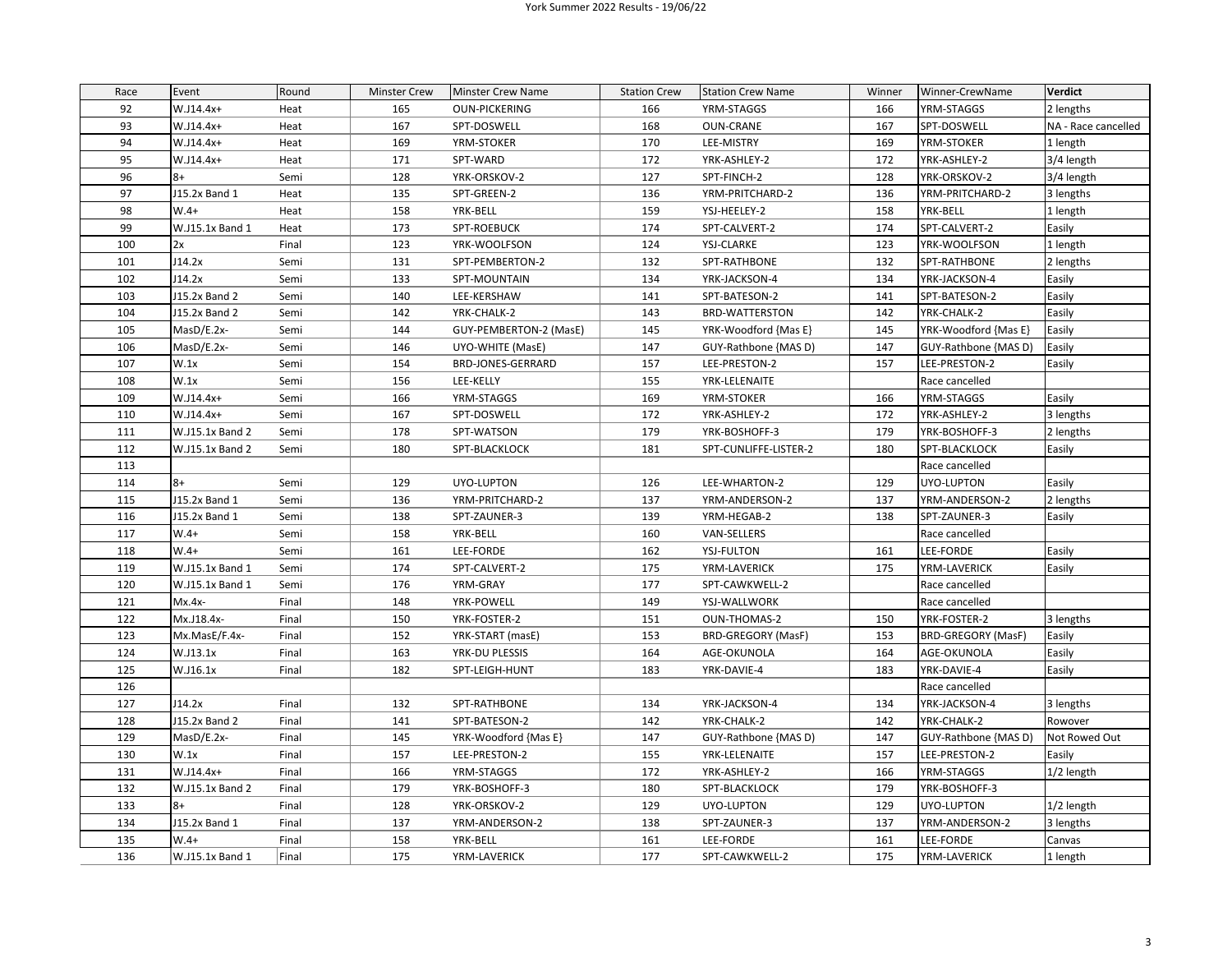| Race | Event | Round | Minster Crew | Minster Crew Name | Station Crew | Station Crew Name | Winner | Winner-CrewName | Verdict |
|---|---|---|---|---|---|---|---|---|---|
| 92 | W.J14.4x+ | Heat | 165 | OUN-PICKERING | 166 | YRM-STAGGS | 166 | YRM-STAGGS | 2 lengths |
| 93 | W.J14.4x+ | Heat | 167 | SPT-DOSWELL | 168 | OUN-CRANE | 167 | SPT-DOSWELL | NA - Race cancelled |
| 94 | W.J14.4x+ | Heat | 169 | YRM-STOKER | 170 | LEE-MISTRY | 169 | YRM-STOKER | 1 length |
| 95 | W.J14.4x+ | Heat | 171 | SPT-WARD | 172 | YRK-ASHLEY-2 | 172 | YRK-ASHLEY-2 | 3/4 length |
| 96 | 8+ | Semi | 128 | YRK-ORSKOV-2 | 127 | SPT-FINCH-2 | 128 | YRK-ORSKOV-2 | 3/4 length |
| 97 | J15.2x Band 1 | Heat | 135 | SPT-GREEN-2 | 136 | YRM-PRITCHARD-2 | 136 | YRM-PRITCHARD-2 | 3 lengths |
| 98 | W.4+ | Heat | 158 | YRK-BELL | 159 | YSJ-HEELEY-2 | 158 | YRK-BELL | 1 length |
| 99 | W.J15.1x Band 1 | Heat | 173 | SPT-ROEBUCK | 174 | SPT-CALVERT-2 | 174 | SPT-CALVERT-2 | Easily |
| 100 | 2x | Final | 123 | YRK-WOOLFSON | 124 | YSJ-CLARKE | 123 | YRK-WOOLFSON | 1 length |
| 101 | J14.2x | Semi | 131 | SPT-PEMBERTON-2 | 132 | SPT-RATHBONE | 132 | SPT-RATHBONE | 2 lengths |
| 102 | J14.2x | Semi | 133 | SPT-MOUNTAIN | 134 | YRK-JACKSON-4 | 134 | YRK-JACKSON-4 | Easily |
| 103 | J15.2x Band 2 | Semi | 140 | LEE-KERSHAW | 141 | SPT-BATESON-2 | 141 | SPT-BATESON-2 | Easily |
| 104 | J15.2x Band 2 | Semi | 142 | YRK-CHALK-2 | 143 | BRD-WATTERSTON | 142 | YRK-CHALK-2 | Easily |
| 105 | MasD/E.2x- | Semi | 144 | GUY-PEMBERTON-2 (MasE) | 145 | YRK-Woodford {Mas E} | 145 | YRK-Woodford {Mas E} | Easily |
| 106 | MasD/E.2x- | Semi | 146 | UYO-WHITE (MasE) | 147 | GUY-Rathbone {MAS D} | 147 | GUY-Rathbone {MAS D} | Easily |
| 107 | W.1x | Semi | 154 | BRD-JONES-GERRARD | 157 | LEE-PRESTON-2 | 157 | LEE-PRESTON-2 | Easily |
| 108 | W.1x | Semi | 156 | LEE-KELLY | 155 | YRK-LELENAITE | | Race cancelled | |
| 109 | W.J14.4x+ | Semi | 166 | YRM-STAGGS | 169 | YRM-STOKER | 166 | YRM-STAGGS | Easily |
| 110 | W.J14.4x+ | Semi | 167 | SPT-DOSWELL | 172 | YRK-ASHLEY-2 | 172 | YRK-ASHLEY-2 | 3 lengths |
| 111 | W.J15.1x Band 2 | Semi | 178 | SPT-WATSON | 179 | YRK-BOSHOFF-3 | 179 | YRK-BOSHOFF-3 | 2 lengths |
| 112 | W.J15.1x Band 2 | Semi | 180 | SPT-BLACKLOCK | 181 | SPT-CUNLIFFE-LISTER-2 | 180 | SPT-BLACKLOCK | Easily |
| 113 | | | | | | | | Race cancelled | |
| 114 | 8+ | Semi | 129 | UYO-LUPTON | 126 | LEE-WHARTON-2 | 129 | UYO-LUPTON | Easily |
| 115 | J15.2x Band 1 | Semi | 136 | YRM-PRITCHARD-2 | 137 | YRM-ANDERSON-2 | 137 | YRM-ANDERSON-2 | 2 lengths |
| 116 | J15.2x Band 1 | Semi | 138 | SPT-ZAUNER-3 | 139 | YRM-HEGAB-2 | 138 | SPT-ZAUNER-3 | Easily |
| 117 | W.4+ | Semi | 158 | YRK-BELL | 160 | VAN-SELLERS | | Race cancelled | |
| 118 | W.4+ | Semi | 161 | LEE-FORDE | 162 | YSJ-FULTON | 161 | LEE-FORDE | Easily |
| 119 | W.J15.1x Band 1 | Semi | 174 | SPT-CALVERT-2 | 175 | YRM-LAVERICK | 175 | YRM-LAVERICK | Easily |
| 120 | W.J15.1x Band 1 | Semi | 176 | YRM-GRAY | 177 | SPT-CAWKWELL-2 | | Race cancelled | |
| 121 | Mx.4x- | Final | 148 | YRK-POWELL | 149 | YSJ-WALLWORK | | Race cancelled | |
| 122 | Mx.J18.4x- | Final | 150 | YRK-FOSTER-2 | 151 | OUN-THOMAS-2 | 150 | YRK-FOSTER-2 | 3 lengths |
| 123 | Mx.MasE/F.4x- | Final | 152 | YRK-START (masE) | 153 | BRD-GREGORY (MasF) | 153 | BRD-GREGORY (MasF) | Easily |
| 124 | W.J13.1x | Final | 163 | YRK-DU PLESSIS | 164 | AGE-OKUNOLA | 164 | AGE-OKUNOLA | Easily |
| 125 | W.J16.1x | Final | 182 | SPT-LEIGH-HUNT | 183 | YRK-DAVIE-4 | 183 | YRK-DAVIE-4 | Easily |
| 126 | | | | | | | | Race cancelled | |
| 127 | J14.2x | Final | 132 | SPT-RATHBONE | 134 | YRK-JACKSON-4 | 134 | YRK-JACKSON-4 | 3 lengths |
| 128 | J15.2x Band 2 | Final | 141 | SPT-BATESON-2 | 142 | YRK-CHALK-2 | 142 | YRK-CHALK-2 | Rowover |
| 129 | MasD/E.2x- | Final | 145 | YRK-Woodford {Mas E} | 147 | GUY-Rathbone {MAS D} | 147 | GUY-Rathbone {MAS D} | Not Rowed Out |
| 130 | W.1x | Final | 157 | LEE-PRESTON-2 | 155 | YRK-LELENAITE | 157 | LEE-PRESTON-2 | Easily |
| 131 | W.J14.4x+ | Final | 166 | YRM-STAGGS | 172 | YRK-ASHLEY-2 | 166 | YRM-STAGGS | 1/2 length |
| 132 | W.J15.1x Band 2 | Final | 179 | YRK-BOSHOFF-3 | 180 | SPT-BLACKLOCK | 179 | YRK-BOSHOFF-3 | |
| 133 | 8+ | Final | 128 | YRK-ORSKOV-2 | 129 | UYO-LUPTON | 129 | UYO-LUPTON | 1/2 length |
| 134 | J15.2x Band 1 | Final | 137 | YRM-ANDERSON-2 | 138 | SPT-ZAUNER-3 | 137 | YRM-ANDERSON-2 | 3 lengths |
| 135 | W.4+ | Final | 158 | YRK-BELL | 161 | LEE-FORDE | 161 | LEE-FORDE | Canvas |
| 136 | W.J15.1x Band 1 | Final | 175 | YRM-LAVERICK | 177 | SPT-CAWKWELL-2 | 175 | YRM-LAVERICK | 1 length |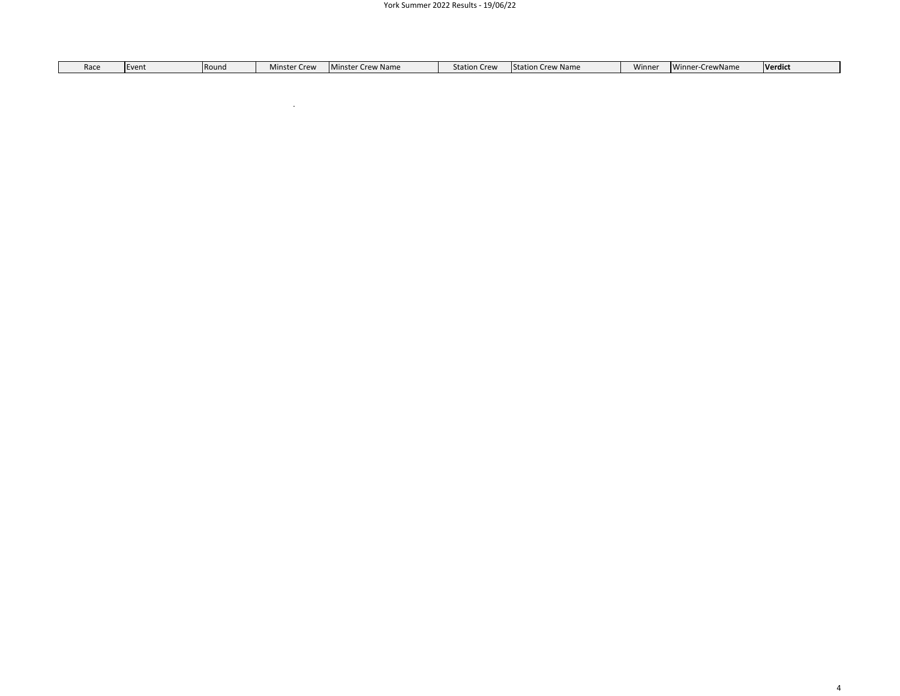| Race | Event | Round | Minster Crew | Minster Crew Name | Station Crew | Station Crew Name | Winner | Winner-CrewName | **Verdict** |
|---|---|---|---|---|---|---|---|---|---|